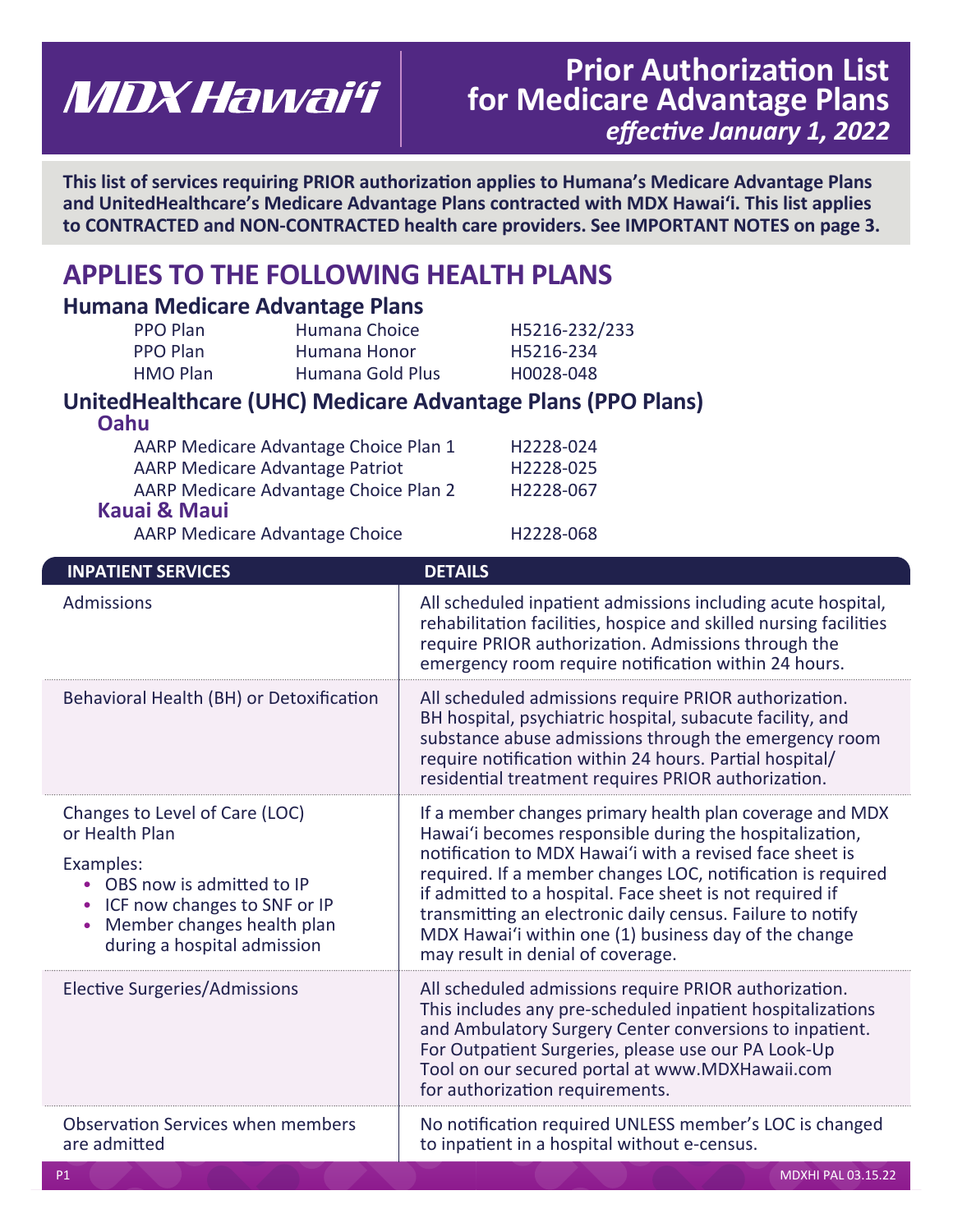# MDX Hawai'i

# Prior Authorization List for Medicare Advantage Plans

***effective January 1, 2022***

**This list of services requiring PRIOR authorization applies to Humana's Medicare Advantage Plans and UnitedHealthcare's Medicare Advantage Plans contracted with MDX Hawai'i. This list applies to CONTRACTED and NON-CONTRACTED health care providers. See IMPORTANT NOTES on page 3.**

## APPLIES TO THE FOLLOWING HEALTH PLANS

### Humana Medicare Advantage Plans

| | | |
|---|---|---|
| PPO Plan | Humana Choice | H5216-232/233 |
| PPO Plan | Humana Honor | H5216-234 |
| HMO Plan | Humana Gold Plus | H0028-048 |

### UnitedHealthcare (UHC) Medicare Advantage Plans (PPO Plans)

**Oahu**

| | |
|---|---|
| AARP Medicare Advantage Choice Plan 1 | H2228-024 |
| AARP Medicare Advantage Patriot | H2228-025 |
| AARP Medicare Advantage Choice Plan 2 | H2228-067 |

**Kauai & Maui**

| | |
|---|---|
| AARP Medicare Advantage Choice | H2228-068 |

| INPATIENT SERVICES | DETAILS |
|---|---|
| Admissions | All scheduled inpatient admissions including acute hospital, rehabilitation facilities, hospice and skilled nursing facilities require PRIOR authorization. Admissions through the emergency room require notification within 24 hours. |
| Behavioral Health (BH) or Detoxification | All scheduled admissions require PRIOR authorization. BH hospital, psychiatric hospital, subacute facility, and substance abuse admissions through the emergency room require notification within 24 hours. Partial hospital/ residential treatment requires PRIOR authorization. |
| Changes to Level of Care (LOC) or Health Plan<br><br>Examples:<br>• OBS now is admitted to IP<br>• ICF now changes to SNF or IP<br>• Member changes health plan during a hospital admission | If a member changes primary health plan coverage and MDX Hawai'i becomes responsible during the hospitalization, notification to MDX Hawai'i with a revised face sheet is required. If a member changes LOC, notification is required if admitted to a hospital. Face sheet is not required if transmitting an electronic daily census. Failure to notify MDX Hawai'i within one (1) business day of the change may result in denial of coverage. |
| Elective Surgeries/Admissions | All scheduled admissions require PRIOR authorization. This includes any pre-scheduled inpatient hospitalizations and Ambulatory Surgery Center conversions to inpatient. For Outpatient Surgeries, please use our PA Look-Up Tool on our secured portal at www.MDXHawaii.com for authorization requirements. |
| Observation Services when members are admitted | No notification required UNLESS member's LOC is changed to inpatient in a hospital without e-census. |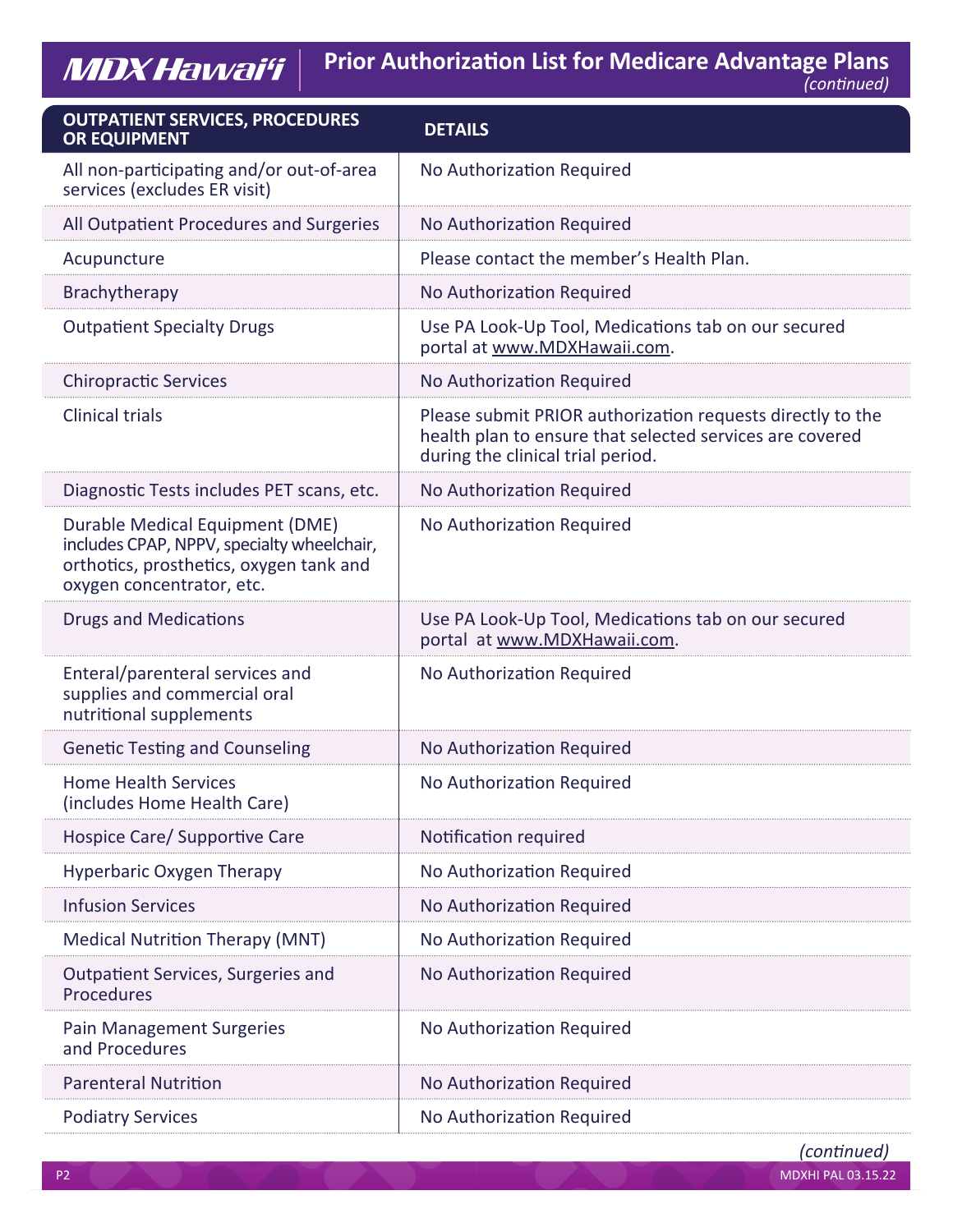| OUTPATIENT SERVICES, PROCEDURES OR EQUIPMENT | DETAILS |
|---|---|
| All non-participating and/or out-of-area services (excludes ER visit) | No Authorization Required |
| All Outpatient Procedures and Surgeries | No Authorization Required |
| Acupuncture | Please contact the member's Health Plan. |
| Brachytherapy | No Authorization Required |
| Outpatient Specialty Drugs | Use PA Look-Up Tool, Medications tab on our secured portal at www.MDXHawaii.com. |
| Chiropractic Services | No Authorization Required |
| Clinical trials | Please submit PRIOR authorization requests directly to the health plan to ensure that selected services are covered during the clinical trial period. |
| Diagnostic Tests includes PET scans, etc. | No Authorization Required |
| Durable Medical Equipment (DME) includes CPAP, NPPV, specialty wheelchair, orthotics, prosthetics, oxygen tank and oxygen concentrator, etc. | No Authorization Required |
| Drugs and Medications | Use PA Look-Up Tool, Medications tab on our secured portal at www.MDXHawaii.com. |
| Enteral/parenteral services and supplies and commercial oral nutritional supplements | No Authorization Required |
| Genetic Testing and Counseling | No Authorization Required |
| Home Health Services (includes Home Health Care) | No Authorization Required |
| Hospice Care/ Supportive Care | Notification required |
| Hyperbaric Oxygen Therapy | No Authorization Required |
| Infusion Services | No Authorization Required |
| Medical Nutrition Therapy (MNT) | No Authorization Required |
| Outpatient Services, Surgeries and Procedures | No Authorization Required |
| Pain Management Surgeries and Procedures | No Authorization Required |
| Parenteral Nutrition | No Authorization Required |
| Podiatry Services | No Authorization Required |

*(continued)*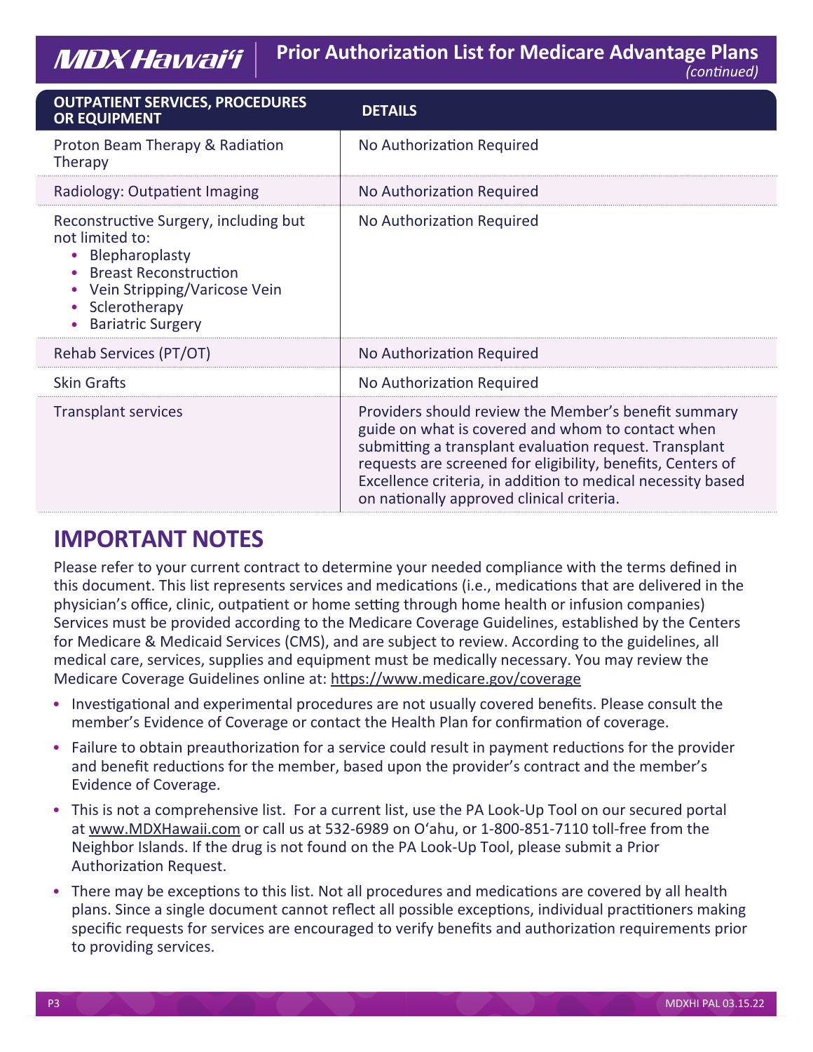| OUTPATIENT SERVICES, PROCEDURES OR EQUIPMENT | DETAILS |
|---|---|
| Proton Beam Therapy & Radiation Therapy | No Authorization Required |
| Radiology: Outpatient Imaging | No Authorization Required |
| Reconstructive Surgery, including but not limited to:<br>• Blepharoplasty<br>• Breast Reconstruction<br>• Vein Stripping/Varicose Vein<br>• Sclerotherapy<br>• Bariatric Surgery | No Authorization Required |
| Rehab Services (PT/OT) | No Authorization Required |
| Skin Grafts | No Authorization Required |
| Transplant services | Providers should review the Member's benefit summary guide on what is covered and whom to contact when submitting a transplant evaluation request. Transplant requests are screened for eligibility, benefits, Centers of Excellence criteria, in addition to medical necessity based on nationally approved clinical criteria. |

## IMPORTANT NOTES

Please refer to your current contract to determine your needed compliance with the terms defined in this document. This list represents services and medications (i.e., medications that are delivered in the physician's office, clinic, outpatient or home setting through home health or infusion companies) Services must be provided according to the Medicare Coverage Guidelines, established by the Centers for Medicare & Medicaid Services (CMS), and are subject to review. According to the guidelines, all medical care, services, supplies and equipment must be medically necessary. You may review the Medicare Coverage Guidelines online at: https://www.medicare.gov/coverage

- Investigational and experimental procedures are not usually covered benefits. Please consult the member's Evidence of Coverage or contact the Health Plan for confirmation of coverage.
- Failure to obtain preauthorization for a service could result in payment reductions for the provider and benefit reductions for the member, based upon the provider's contract and the member's Evidence of Coverage.
- This is not a comprehensive list. For a current list, use the PA Look-Up Tool on our secured portal at www.MDXHawaii.com or call us at 532-6989 on O'ahu, or 1-800-851-7110 toll-free from the Neighbor Islands. If the drug is not found on the PA Look-Up Tool, please submit a Prior Authorization Request.
- There may be exceptions to this list. Not all procedures and medications are covered by all health plans. Since a single document cannot reflect all possible exceptions, individual practitioners making specific requests for services are encouraged to verify benefits and authorization requirements prior to providing services.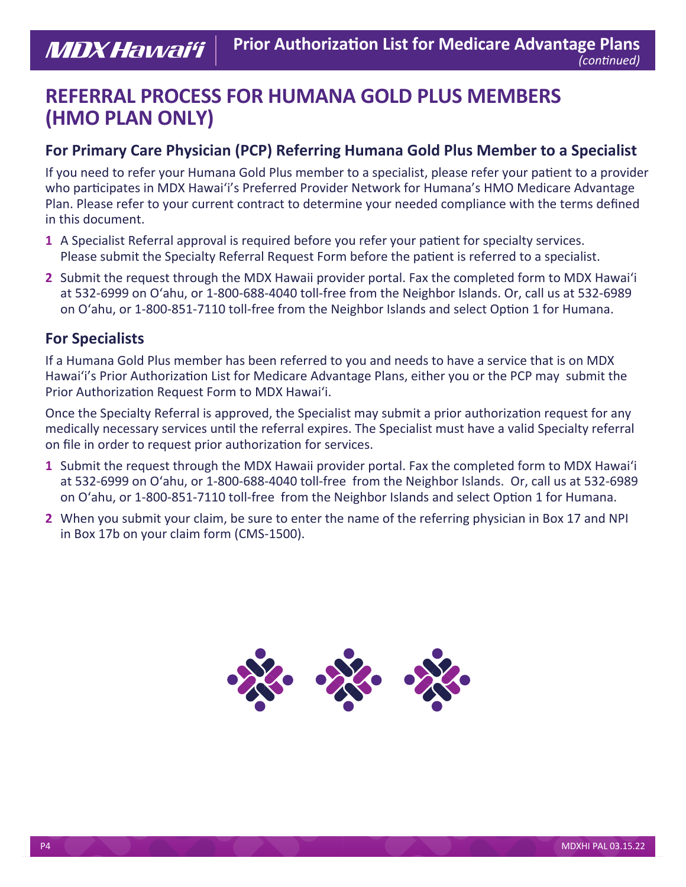# REFERRAL PROCESS FOR HUMANA GOLD PLUS MEMBERS (HMO PLAN ONLY)

## For Primary Care Physician (PCP) Referring Humana Gold Plus Member to a Specialist

If you need to refer your Humana Gold Plus member to a specialist, please refer your patient to a provider who participates in MDX Hawai'i's Preferred Provider Network for Humana's HMO Medicare Advantage Plan. Please refer to your current contract to determine your needed compliance with the terms defined in this document.

1. A Specialist Referral approval is required before you refer your patient for specialty services. Please submit the Specialty Referral Request Form before the patient is referred to a specialist.
2. Submit the request through the MDX Hawaii provider portal. Fax the completed form to MDX Hawai'i at 532-6999 on O'ahu, or 1-800-688-4040 toll-free from the Neighbor Islands. Or, call us at 532-6989 on O'ahu, or 1-800-851-7110 toll-free from the Neighbor Islands and select Option 1 for Humana.

## For Specialists

If a Humana Gold Plus member has been referred to you and needs to have a service that is on MDX Hawai'i's Prior Authorization List for Medicare Advantage Plans, either you or the PCP may submit the Prior Authorization Request Form to MDX Hawai'i.

Once the Specialty Referral is approved, the Specialist may submit a prior authorization request for any medically necessary services until the referral expires. The Specialist must have a valid Specialty referral on file in order to request prior authorization for services.

1. Submit the request through the MDX Hawaii provider portal. Fax the completed form to MDX Hawai'i at 532-6999 on O'ahu, or 1-800-688-4040 toll-free from the Neighbor Islands. Or, call us at 532-6989 on O'ahu, or 1-800-851-7110 toll-free from the Neighbor Islands and select Option 1 for Humana.
2. When you submit your claim, be sure to enter the name of the referring physician in Box 17 and NPI in Box 17b on your claim form (CMS-1500).